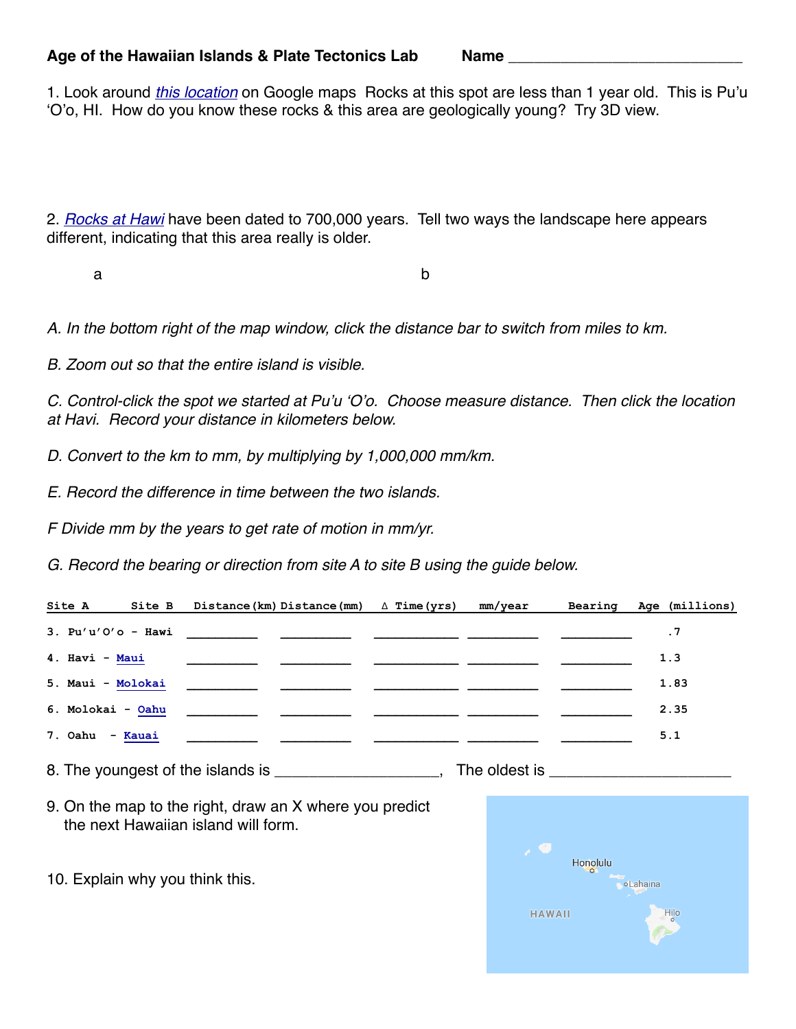**Age of the Hawaiian Islands & Plate Tectonics Lab** **Name** ___________________________

1. Look around *this location* on Google maps Rocks at this spot are less than 1 year old. This is Pu'u 'O'o, HI. How do you know these rocks & this area are geologically young? Try 3D view.

2. *Rocks at Hawi* have been dated to 700,000 years. Tell two ways the landscape here appears different, indicating that this area really is older.

a

b

*A. In the bottom right of the map window, click the distance bar to switch from miles to km.*

*B. Zoom out so that the entire island is visible.*

*C. Control-click the spot we started at Pu'u 'O'o. Choose measure distance. Then click the location at Havi. Record your distance in kilometers below.*

*D. Convert to the km to mm, by multiplying by 1,000,000 mm/km.*

*E. Record the difference in time between the two islands.*

*F Divide mm by the years to get rate of motion in mm/yr.*

*G. Record the bearing or direction from site A to site B using the guide below.*

| Site A | Site B | Distance(km) | Distance(mm) | Δ Time(yrs) | mm/year | Bearing | Age (millions) |
|---|---|---|---|---|---|---|---|
| 3. Pu'u'O'o | Hawi | ________ | ________ | __________ | ________ | ________ | .7 |
| 4. Havi | Maui | ________ | ________ | __________ | ________ | ________ | 1.3 |
| 5. Maui | Molokai | ________ | ________ | __________ | ________ | ________ | 1.83 |
| 6. Molokai | Oahu | ________ | ________ | __________ | ________ | ________ | 2.35 |
| 7. Oahu | Kauai | ________ | ________ | __________ | ________ | ________ | 5.1 |

8. The youngest of the islands is __________________, The oldest is ____________________

9. On the map to the right, draw an X where you predict the next Hawaiian island will form.

10. Explain why you think this.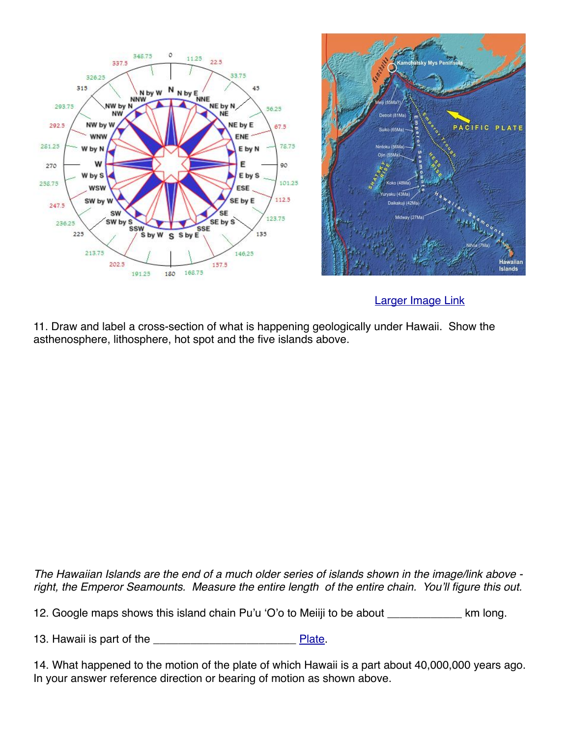[Larger Image Link]

11. Draw and label a cross-section of what is happening geologically under Hawaii. Show the asthenosphere, lithosphere, hot spot and the five islands above.

*The Hawaiian Islands are the end of a much older series of islands shown in the image/link above - right, the Emperor Seamounts. Measure the entire length of the entire chain. You'll figure this out.*

12. Google maps shows this island chain Pu'u 'O'o to Meiiji to be about ___________ km long.

13. Hawaii is part of the ______________________ Plate.

14. What happened to the motion of the plate of which Hawaii is a part about 40,000,000 years ago. In your answer reference direction or bearing of motion as shown above.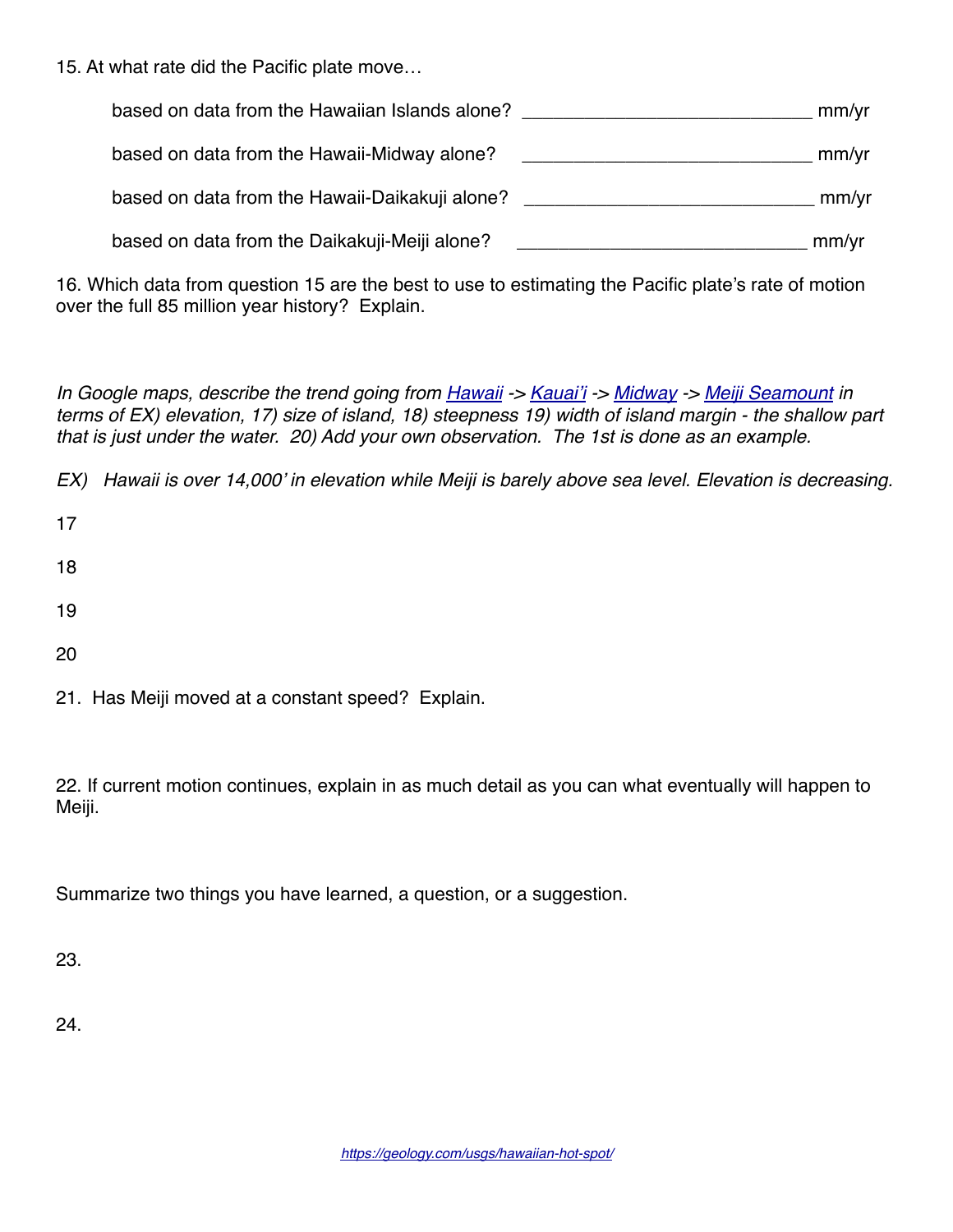15. At what rate did the Pacific plate move…

based on data from the Hawaiian Islands alone? ____________________________ mm/yr

based on data from the Hawaii-Midway alone? ____________________________ mm/yr

based on data from the Hawaii-Daikakuji alone? ____________________________ mm/yr

based on data from the Daikakuji-Meiji alone? ____________________________ mm/yr

16. Which data from question 15 are the best to use to estimating the Pacific plate's rate of motion over the full 85 million year history? Explain.

*In Google maps, describe the trend going from [Hawaii]() -> [Kauai'i]() -> [Midway]() -> [Meiji Seamount]() in terms of EX) elevation, 17) size of island, 18) steepness 19) width of island margin - the shallow part that is just under the water. 20) Add your own observation. The 1st is done as an example.*

*EX) Hawaii is over 14,000' in elevation while Meiji is barely above sea level. Elevation is decreasing.*

17

18

19

20

21. Has Meiji moved at a constant speed? Explain.

22. If current motion continues, explain in as much detail as you can what eventually will happen to Meiji.

Summarize two things you have learned, a question, or a suggestion.

23.

24.

*[https://geology.com/usgs/hawaiian-hot-spot/](https://geology.com/usgs/hawaiian-hot-spot/)*